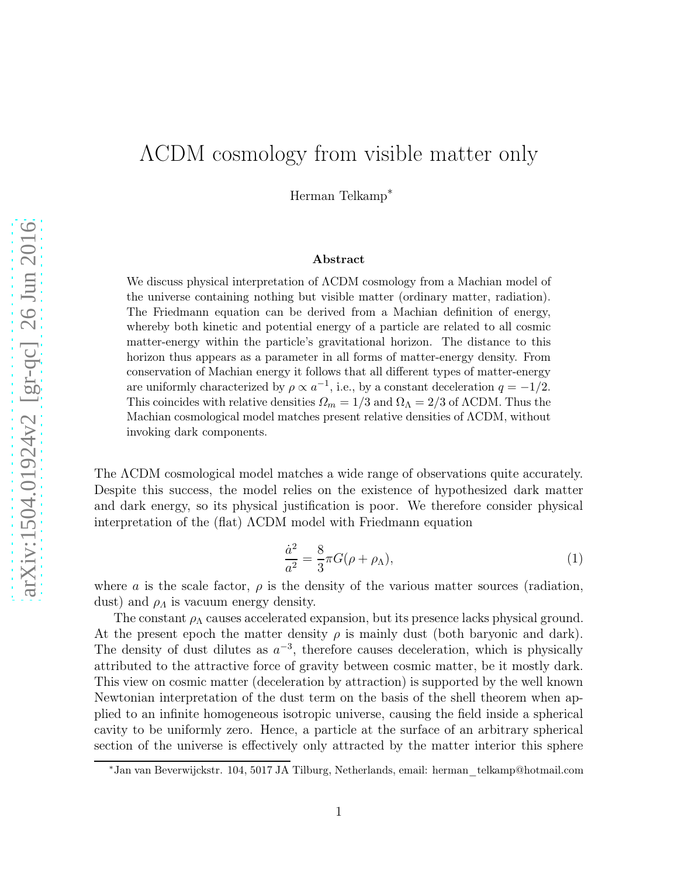# ΛCDM cosmology from visible matter only

Herman Telkamp[*]

### Abstract

We discuss physical interpretation of ΛCDM cosmology from a Machian model of the universe containing nothing but visible matter (ordinary matter, radiation). The Friedmann equation can be derived from a Machian definition of energy, whereby both kinetic and potential energy of a particle are related to all cosmic matter-energy within the particle's gravitational horizon. The distance to this horizon thus appears as a parameter in all forms of matter-energy density. From conservation of Machian energy it follows that all different types of matter-energy are uniformly characterized by $\rho \propto a^{-1}$, i.e., by a constant deceleration $q = -1/2$. This coincides with relative densities $\Omega_m = 1/3$ and $\Omega_\Lambda = 2/3$ of ΛCDM. Thus the Machian cosmological model matches present relative densities of ΛCDM, without invoking dark components.

The ΛCDM cosmological model matches a wide range of observations quite accurately. Despite this success, the model relies on the existence of hypothesized dark matter and dark energy, so its physical justification is poor. We therefore consider physical interpretation of the (flat) ΛCDM model with Friedmann equation

$$\frac{\dot{a}^2}{a^2} = \frac{8}{3}\pi G(\rho + \rho_\Lambda), \tag{1}$$

where $a$ is the scale factor, $\rho$ is the density of the various matter sources (radiation, dust) and $\rho_\Lambda$ is vacuum energy density.

The constant $\rho_\Lambda$ causes accelerated expansion, but its presence lacks physical ground. At the present epoch the matter density $\rho$ is mainly dust (both baryonic and dark). The density of dust dilutes as $a^{-3}$, therefore causes deceleration, which is physically attributed to the attractive force of gravity between cosmic matter, be it mostly dark. This view on cosmic matter (deceleration by attraction) is supported by the well known Newtonian interpretation of the dust term on the basis of the shell theorem when applied to an infinite homogeneous isotropic universe, causing the field inside a spherical cavity to be uniformly zero. Hence, a particle at the surface of an arbitrary spherical section of the universe is effectively only attracted by the matter interior this sphere

[*] Jan van Beverwijckstr. 104, 5017 JA Tilburg, Netherlands, email: herman_telkamp@hotmail.com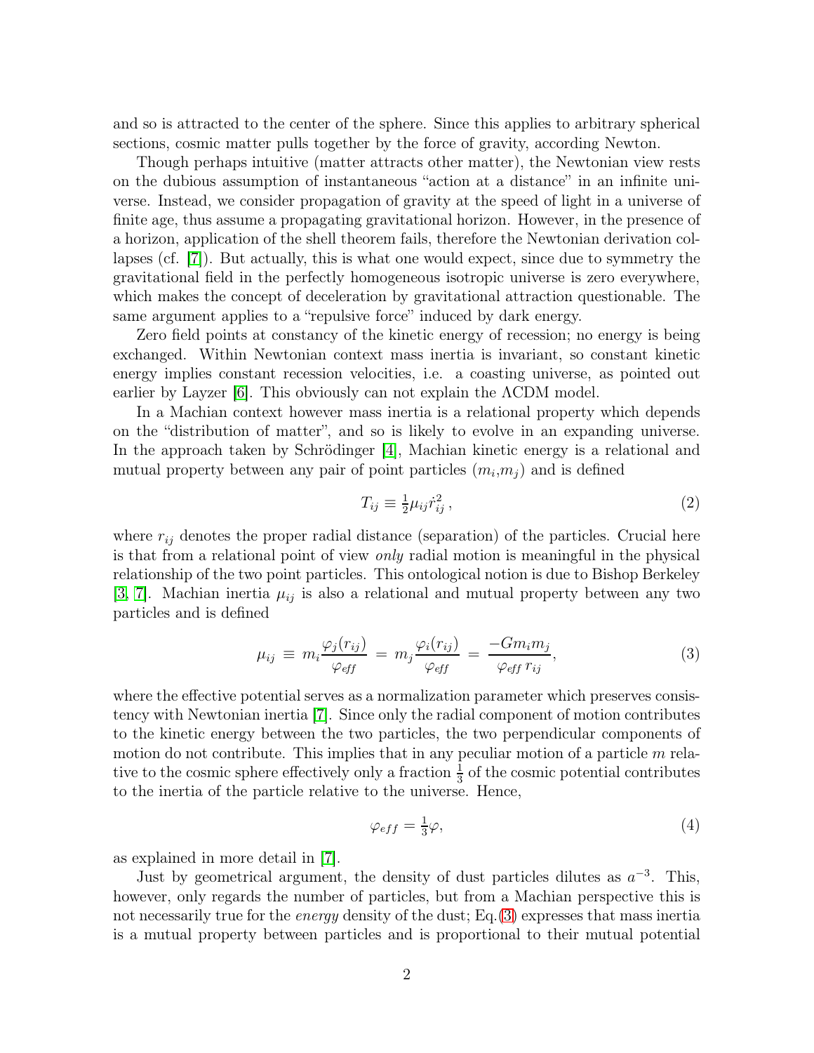and so is attracted to the center of the sphere. Since this applies to arbitrary spherical sections, cosmic matter pulls together by the force of gravity, according Newton.

Though perhaps intuitive (matter attracts other matter), the Newtonian view rests on the dubious assumption of instantaneous "action at a distance" in an infinite universe. Instead, we consider propagation of gravity at the speed of light in a universe of finite age, thus assume a propagating gravitational horizon. However, in the presence of a horizon, application of the shell theorem fails, therefore the Newtonian derivation collapses (cf. [7]). But actually, this is what one would expect, since due to symmetry the gravitational field in the perfectly homogeneous isotropic universe is zero everywhere, which makes the concept of deceleration by gravitational attraction questionable. The same argument applies to a "repulsive force" induced by dark energy.

Zero field points at constancy of the kinetic energy of recession; no energy is being exchanged. Within Newtonian context mass inertia is invariant, so constant kinetic energy implies constant recession velocities, i.e. a coasting universe, as pointed out earlier by Layzer [6]. This obviously can not explain the ΛCDM model.

In a Machian context however mass inertia is a relational property which depends on the "distribution of matter", and so is likely to evolve in an expanding universe. In the approach taken by Schrödinger [4], Machian kinetic energy is a relational and mutual property between any pair of point particles ($m_i$,$m_j$) and is defined

$$T_{ij} \equiv \tfrac{1}{2}\mu_{ij}\dot{r}_{ij}^2\,, \tag{2}$$

where $r_{ij}$ denotes the proper radial distance (separation) of the particles. Crucial here is that from a relational point of view *only* radial motion is meaningful in the physical relationship of the two point particles. This ontological notion is due to Bishop Berkeley [3, 7]. Machian inertia $\mu_{ij}$ is also a relational and mutual property between any two particles and is defined

$$\mu_{ij} \;\equiv\; m_i\frac{\varphi_j(r_{ij})}{\varphi_{eff}} \;=\; m_j\frac{\varphi_i(r_{ij})}{\varphi_{eff}} \;=\; \frac{-Gm_im_j}{\varphi_{eff}\,r_{ij}}, \tag{3}$$

where the effective potential serves as a normalization parameter which preserves consistency with Newtonian inertia [7]. Since only the radial component of motion contributes to the kinetic energy between the two particles, the two perpendicular components of motion do not contribute. This implies that in any peculiar motion of a particle $m$ relative to the cosmic sphere effectively only a fraction $\frac{1}{3}$ of the cosmic potential contributes to the inertia of the particle relative to the universe. Hence,

$$\varphi_{eff} = \tfrac{1}{3}\varphi, \tag{4}$$

as explained in more detail in [7].

Just by geometrical argument, the density of dust particles dilutes as $a^{-3}$. This, however, only regards the number of particles, but from a Machian perspective this is not necessarily true for the *energy* density of the dust; Eq.(3) expresses that mass inertia is a mutual property between particles and is proportional to their mutual potential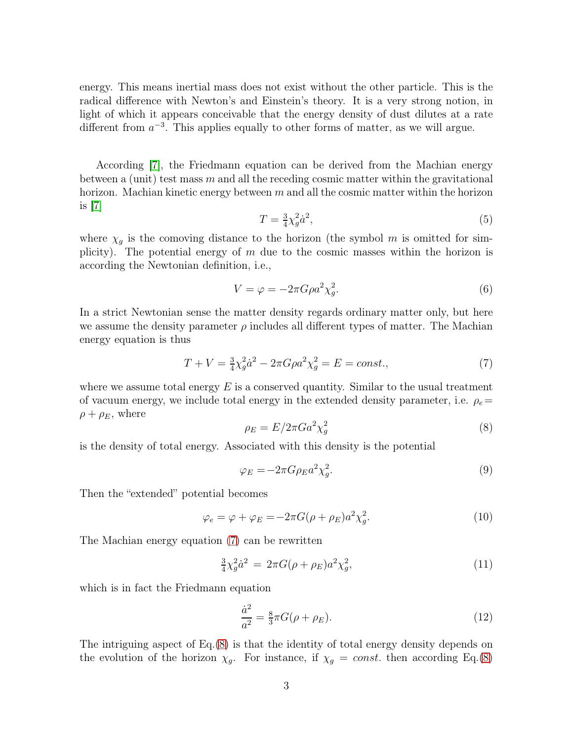energy. This means inertial mass does not exist without the other particle. This is the radical difference with Newton's and Einstein's theory. It is a very strong notion, in light of which it appears conceivable that the energy density of dust dilutes at a rate different from $a^{-3}$. This applies equally to other forms of matter, as we will argue.

According [7], the Friedmann equation can be derived from the Machian energy between a (unit) test mass $m$ and all the receding cosmic matter within the gravitational horizon. Machian kinetic energy between $m$ and all the cosmic matter within the horizon is [7]

$$T = \tfrac{3}{4}\chi_g^2 \dot{a}^2, \tag{5}$$

where $\chi_g$ is the comoving distance to the horizon (the symbol $m$ is omitted for simplicity). The potential energy of $m$ due to the cosmic masses within the horizon is according the Newtonian definition, i.e.,

$$V = \varphi = -2\pi G \rho a^2 \chi_g^2. \tag{6}$$

In a strict Newtonian sense the matter density regards ordinary matter only, but here we assume the density parameter $\rho$ includes all different types of matter. The Machian energy equation is thus

$$T + V = \tfrac{3}{4}\chi_g^2 \dot{a}^2 - 2\pi G \rho a^2 \chi_g^2 = E = const., \tag{7}$$

where we assume total energy $E$ is a conserved quantity. Similar to the usual treatment of vacuum energy, we include total energy in the extended density parameter, i.e. $\rho_e = \rho + \rho_E$, where

$$\rho_E = E / 2\pi G a^2 \chi_g^2 \tag{8}$$

is the density of total energy. Associated with this density is the potential

$$\varphi_E = -2\pi G \rho_E a^2 \chi_g^2. \tag{9}$$

Then the "extended" potential becomes

$$\varphi_e = \varphi + \varphi_E = -2\pi G (\rho + \rho_E) a^2 \chi_g^2. \tag{10}$$

The Machian energy equation (7) can be rewritten

$$\tfrac{3}{4}\chi_g^2 \dot{a}^2 = 2\pi G (\rho + \rho_E) a^2 \chi_g^2, \tag{11}$$

which is in fact the Friedmann equation

$$\frac{\dot{a}^2}{a^2} = \tfrac{8}{3}\pi G (\rho + \rho_E). \tag{12}$$

The intriguing aspect of Eq.(8) is that the identity of total energy density depends on the evolution of the horizon $\chi_g$. For instance, if $\chi_g = const.$ then according Eq.(8)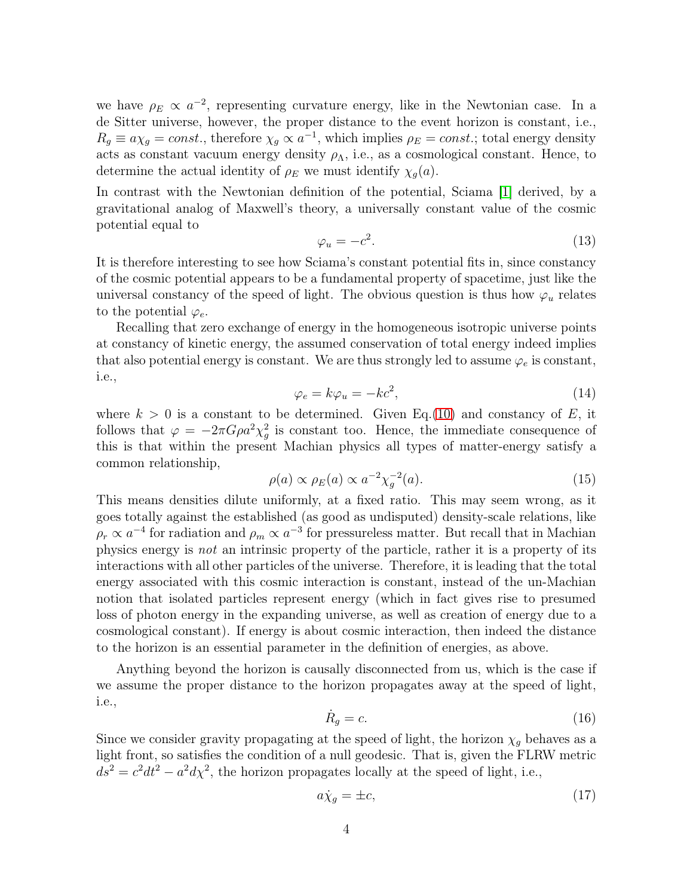we have $\rho_E \propto a^{-2}$, representing curvature energy, like in the Newtonian case. In a de Sitter universe, however, the proper distance to the event horizon is constant, i.e., $R_g \equiv a\chi_g = const.$, therefore $\chi_g \propto a^{-1}$, which implies $\rho_E = const.$; total energy density acts as constant vacuum energy density $\rho_\Lambda$, i.e., as a cosmological constant. Hence, to determine the actual identity of $\rho_E$ we must identify $\chi_g(a)$.

In contrast with the Newtonian definition of the potential, Sciama [1] derived, by a gravitational analog of Maxwell's theory, a universally constant value of the cosmic potential equal to

$$\varphi_u = -c^2. \tag{13}$$

It is therefore interesting to see how Sciama's constant potential fits in, since constancy of the cosmic potential appears to be a fundamental property of spacetime, just like the universal constancy of the speed of light. The obvious question is thus how $\varphi_u$ relates to the potential $\varphi_e$.

Recalling that zero exchange of energy in the homogeneous isotropic universe points at constancy of kinetic energy, the assumed conservation of total energy indeed implies that also potential energy is constant. We are thus strongly led to assume $\varphi_e$ is constant, i.e.,

$$\varphi_e = k\varphi_u = -kc^2, \tag{14}$$

where $k > 0$ is a constant to be determined. Given Eq.(10) and constancy of $E$, it follows that $\varphi = -2\pi G\rho a^2\chi_g^2$ is constant too. Hence, the immediate consequence of this is that within the present Machian physics all types of matter-energy satisfy a common relationship,

$$\rho(a) \propto \rho_E(a) \propto a^{-2}\chi_g^{-2}(a). \tag{15}$$

This means densities dilute uniformly, at a fixed ratio. This may seem wrong, as it goes totally against the established (as good as undisputed) density-scale relations, like $\rho_r \propto a^{-4}$ for radiation and $\rho_m \propto a^{-3}$ for pressureless matter. But recall that in Machian physics energy is *not* an intrinsic property of the particle, rather it is a property of its interactions with all other particles of the universe. Therefore, it is leading that the total energy associated with this cosmic interaction is constant, instead of the un-Machian notion that isolated particles represent energy (which in fact gives rise to presumed loss of photon energy in the expanding universe, as well as creation of energy due to a cosmological constant). If energy is about cosmic interaction, then indeed the distance to the horizon is an essential parameter in the definition of energies, as above.

Anything beyond the horizon is causally disconnected from us, which is the case if we assume the proper distance to the horizon propagates away at the speed of light, i.e.,

$$\dot{R}_g = c. \tag{16}$$

Since we consider gravity propagating at the speed of light, the horizon $\chi_g$ behaves as a light front, so satisfies the condition of a null geodesic. That is, given the FLRW metric $ds^2 = c^2dt^2 - a^2d\chi^2$, the horizon propagates locally at the speed of light, i.e.,

$$a\dot{\chi}_g = \pm c, \tag{17}$$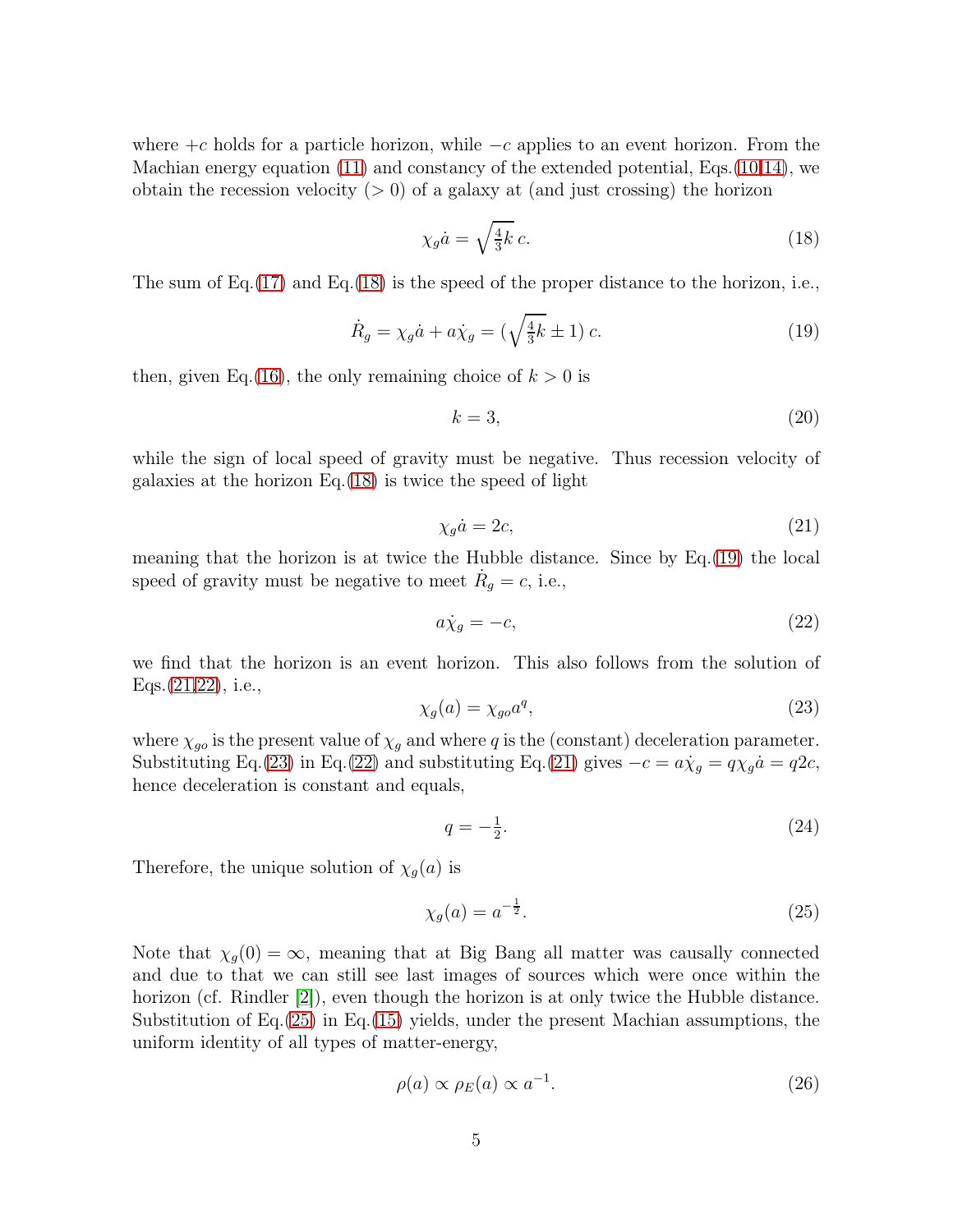where $+c$ holds for a particle horizon, while $-c$ applies to an event horizon. From the Machian energy equation (11) and constancy of the extended potential, Eqs.(10,14), we obtain the recession velocity ($> 0$) of a galaxy at (and just crossing) the horizon

$$\chi_g \dot{a} = \sqrt{\tfrac{4}{3}k}\, c. \tag{18}$$

The sum of Eq.(17) and Eq.(18) is the speed of the proper distance to the horizon, i.e.,

$$\dot{R}_g = \chi_g \dot{a} + a\dot{\chi}_g = (\sqrt{\tfrac{4}{3}k} \pm 1)\, c. \tag{19}$$

then, given Eq.(16), the only remaining choice of $k > 0$ is

$$k = 3, \tag{20}$$

while the sign of local speed of gravity must be negative. Thus recession velocity of galaxies at the horizon Eq.(18) is twice the speed of light

$$\chi_g \dot{a} = 2c, \tag{21}$$

meaning that the horizon is at twice the Hubble distance. Since by Eq.(19) the local speed of gravity must be negative to meet $\dot{R}_g = c$, i.e.,

$$a\dot{\chi}_g = -c, \tag{22}$$

we find that the horizon is an event horizon. This also follows from the solution of Eqs.(21,22), i.e.,

$$\chi_g(a) = \chi_{go} a^q, \tag{23}$$

where $\chi_{go}$ is the present value of $\chi_g$ and where $q$ is the (constant) deceleration parameter. Substituting Eq.(23) in Eq.(22) and substituting Eq.(21) gives $-c = a\dot{\chi}_g = q\chi_g \dot{a} = q2c$, hence deceleration is constant and equals,

$$q = -\tfrac{1}{2}. \tag{24}$$

Therefore, the unique solution of $\chi_g(a)$ is

$$\chi_g(a) = a^{-\frac{1}{2}}. \tag{25}$$

Note that $\chi_g(0) = \infty$, meaning that at Big Bang all matter was causally connected and due to that we can still see last images of sources which were once within the horizon (cf. Rindler [2]), even though the horizon is at only twice the Hubble distance. Substitution of Eq.(25) in Eq.(15) yields, under the present Machian assumptions, the uniform identity of all types of matter-energy,

$$\rho(a) \propto \rho_E(a) \propto a^{-1}. \tag{26}$$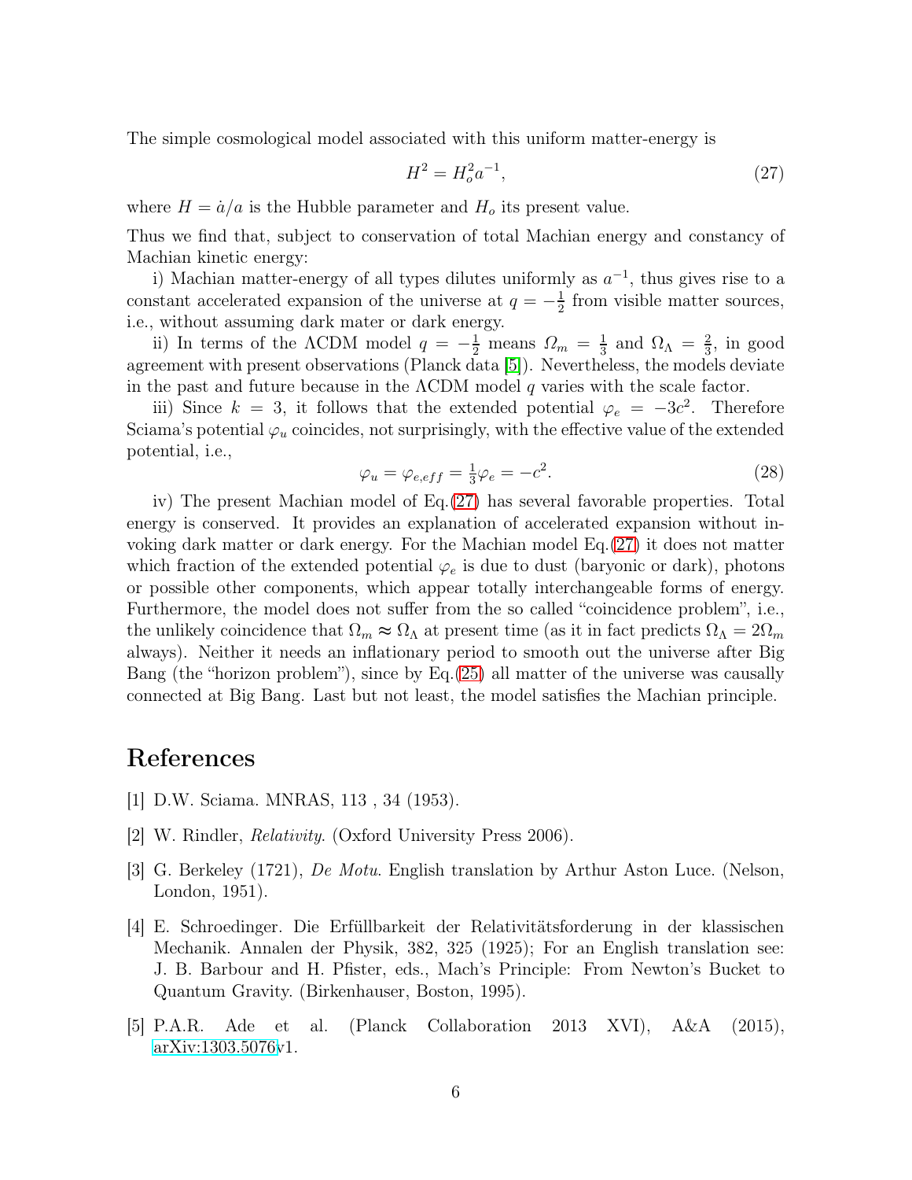The simple cosmological model associated with this uniform matter-energy is

$$H^2 = H_o^2 a^{-1}, \tag{27}$$

where $H = \dot{a}/a$ is the Hubble parameter and $H_o$ its present value.

Thus we find that, subject to conservation of total Machian energy and constancy of Machian kinetic energy:

i) Machian matter-energy of all types dilutes uniformly as $a^{-1}$, thus gives rise to a constant accelerated expansion of the universe at $q = -\frac{1}{2}$ from visible matter sources, i.e., without assuming dark mater or dark energy.

ii) In terms of the ΛCDM model $q = -\frac{1}{2}$ means $\Omega_m = \frac{1}{3}$ and $\Omega_\Lambda = \frac{2}{3}$, in good agreement with present observations (Planck data [5]). Nevertheless, the models deviate in the past and future because in the ΛCDM model $q$ varies with the scale factor.

iii) Since $k = 3$, it follows that the extended potential $\varphi_e = -3c^2$. Therefore Sciama's potential $\varphi_u$ coincides, not surprisingly, with the effective value of the extended potential, i.e.,

$$\varphi_u = \varphi_{e,eff} = \tfrac{1}{3}\varphi_e = -c^2. \tag{28}$$

iv) The present Machian model of Eq.(27) has several favorable properties. Total energy is conserved. It provides an explanation of accelerated expansion without invoking dark matter or dark energy. For the Machian model Eq.(27) it does not matter which fraction of the extended potential $\varphi_e$ is due to dust (baryonic or dark), photons or possible other components, which appear totally interchangeable forms of energy. Furthermore, the model does not suffer from the so called "coincidence problem", i.e., the unlikely coincidence that $\Omega_m \approx \Omega_\Lambda$ at present time (as it in fact predicts $\Omega_\Lambda = 2\Omega_m$ always). Neither it needs an inflationary period to smooth out the universe after Big Bang (the "horizon problem"), since by Eq.(25) all matter of the universe was causally connected at Big Bang. Last but not least, the model satisfies the Machian principle.

# References

[1] D.W. Sciama. MNRAS, 113 , 34 (1953).

[2] W. Rindler, *Relativity*. (Oxford University Press 2006).

[3] G. Berkeley (1721), *De Motu*. English translation by Arthur Aston Luce. (Nelson, London, 1951).

[4] E. Schroedinger. Die Erfüllbarkeit der Relativitätsforderung in der klassischen Mechanik. Annalen der Physik, 382, 325 (1925); For an English translation see: J. B. Barbour and H. Pfister, eds., Mach's Principle: From Newton's Bucket to Quantum Gravity. (Birkenhauser, Boston, 1995).

[5] P.A.R. Ade et al. (Planck Collaboration 2013 XVI), A&A (2015), arXiv:1303.5076v1.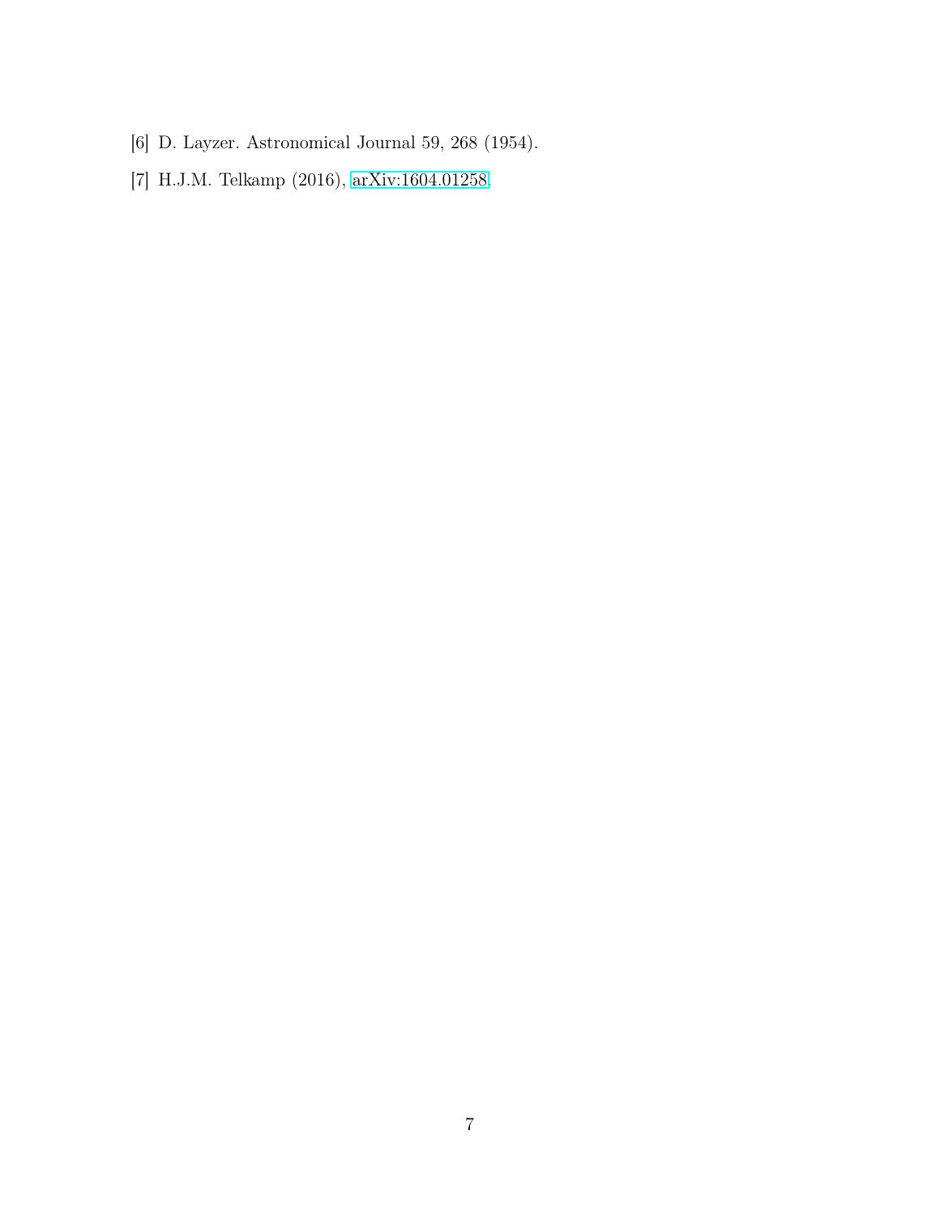[6] D. Layzer. Astronomical Journal 59, 268 (1954).

[7] H.J.M. Telkamp (2016), arXiv:1604.01258.